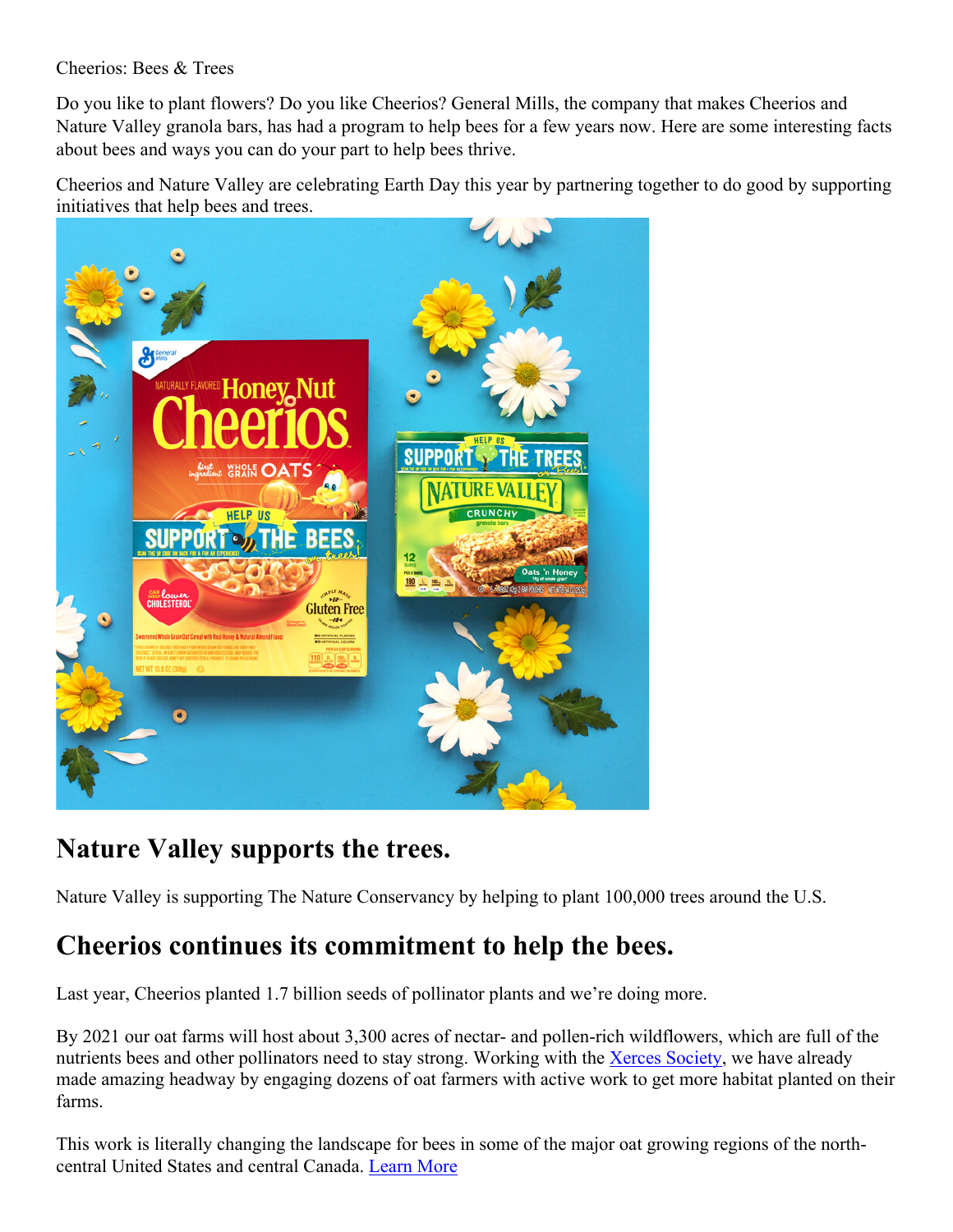Cheerios: Bees & Trees

Do you like to plant flowers? Do you like Cheerios? General Mills, the company that makes Cheerios and Nature Valley granola bars, has had a program to help bees for a few years now. Here are some interesting facts about bees and ways you can do your part to help bees thrive.

Cheerios and Nature Valley are celebrating Earth Day this year by partnering together to do good by supporting initiatives that help bees and trees.

## Nature Valley supports the trees.

Nature Valley is supporting The Nature Conservancy by helping to plant 100,000 trees around the U.S.

## Cheerios continues its commitment to help the bees.

Last year, Cheerios planted 1.7 billion seeds of pollinator plants and we're doing more.

By 2021 our oat farms will host about 3,300 acres of nectar- and pollen-rich wildflowers, which are full of the nutrients bees and other pollinators need to stay strong. Working with the [Xerces Society](), we have already made amazing headway by engaging dozens of oat farmers with active work to get more habitat planted on their farms.

This work is literally changing the landscape for bees in some of the major oat growing regions of the north-central United States and central Canada. [Learn More]()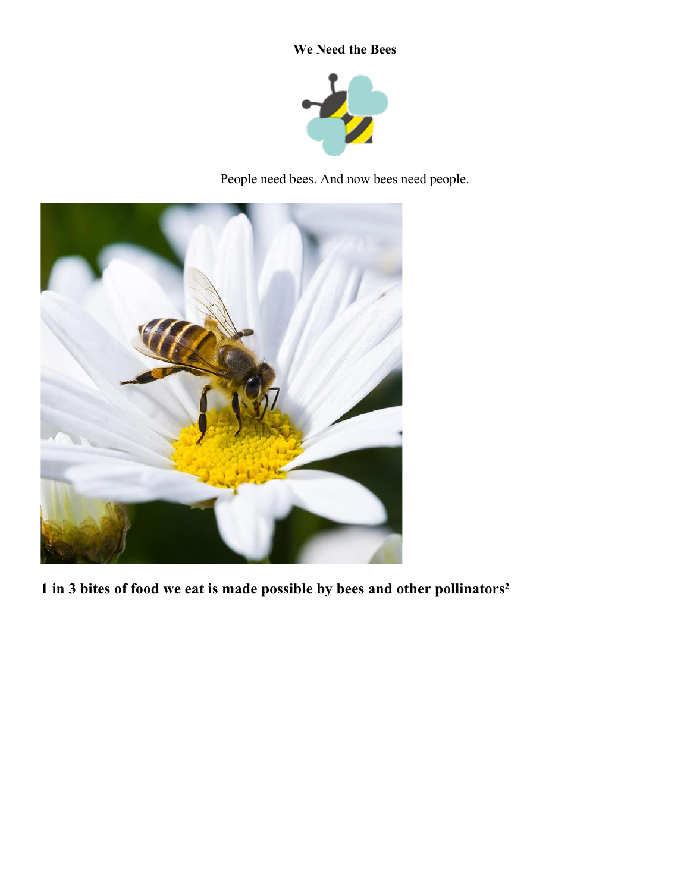**We Need the Bees**

People need bees. And now bees need people.

**1 in 3 bites of food we eat is made possible by bees and other pollinators[2]**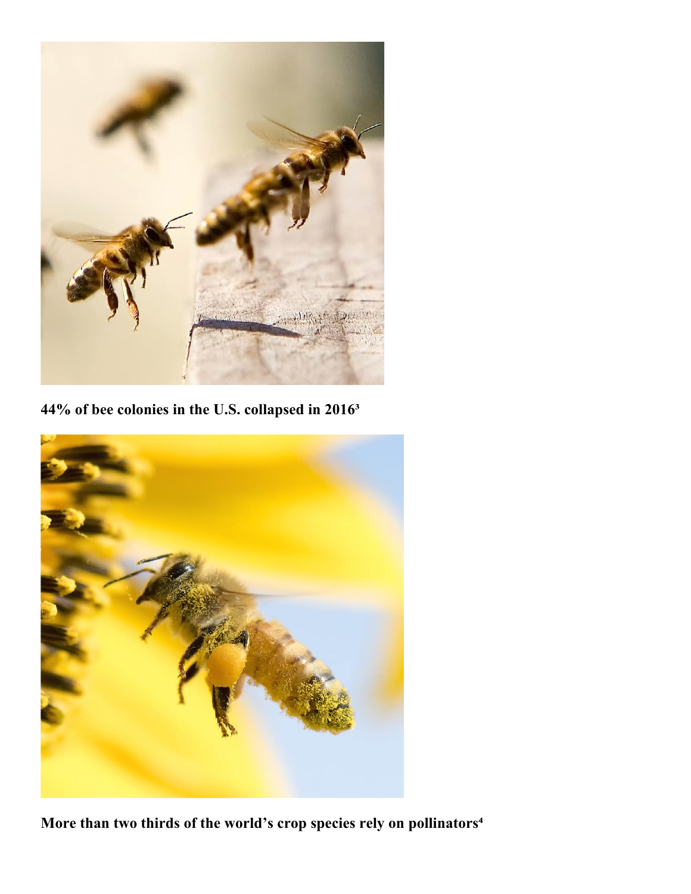**44% of bee colonies in the U.S. collapsed in 2016[3]**

**More than two thirds of the world's crop species rely on pollinators[4]**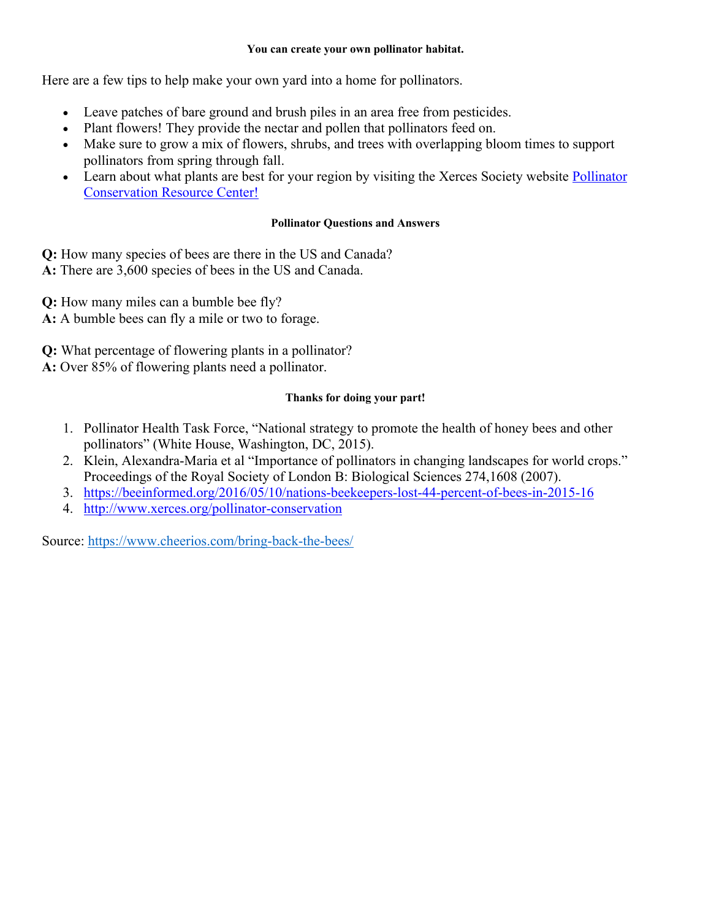**You can create your own pollinator habitat.**

Here are a few tips to help make your own yard into a home for pollinators.

- Leave patches of bare ground and brush piles in an area free from pesticides.
- Plant flowers! They provide the nectar and pollen that pollinators feed on.
- Make sure to grow a mix of flowers, shrubs, and trees with overlapping bloom times to support pollinators from spring through fall.
- Learn about what plants are best for your region by visiting the Xerces Society website [Pollinator Conservation Resource Center!]()

**Pollinator Questions and Answers**

**Q:** How many species of bees are there in the US and Canada?
**A:** There are 3,600 species of bees in the US and Canada.

**Q:** How many miles can a bumble bee fly?
**A:** A bumble bees can fly a mile or two to forage.

**Q:** What percentage of flowering plants in a pollinator?
**A:** Over 85% of flowering plants need a pollinator.

**Thanks for doing your part!**

1. Pollinator Health Task Force, "National strategy to promote the health of honey bees and other pollinators" (White House, Washington, DC, 2015).
2. Klein, Alexandra-Maria et al "Importance of pollinators in changing landscapes for world crops." Proceedings of the Royal Society of London B: Biological Sciences 274,1608 (2007).
3. https://beeinformed.org/2016/05/10/nations-beekeepers-lost-44-percent-of-bees-in-2015-16
4. http://www.xerces.org/pollinator-conservation

Source: https://www.cheerios.com/bring-back-the-bees/